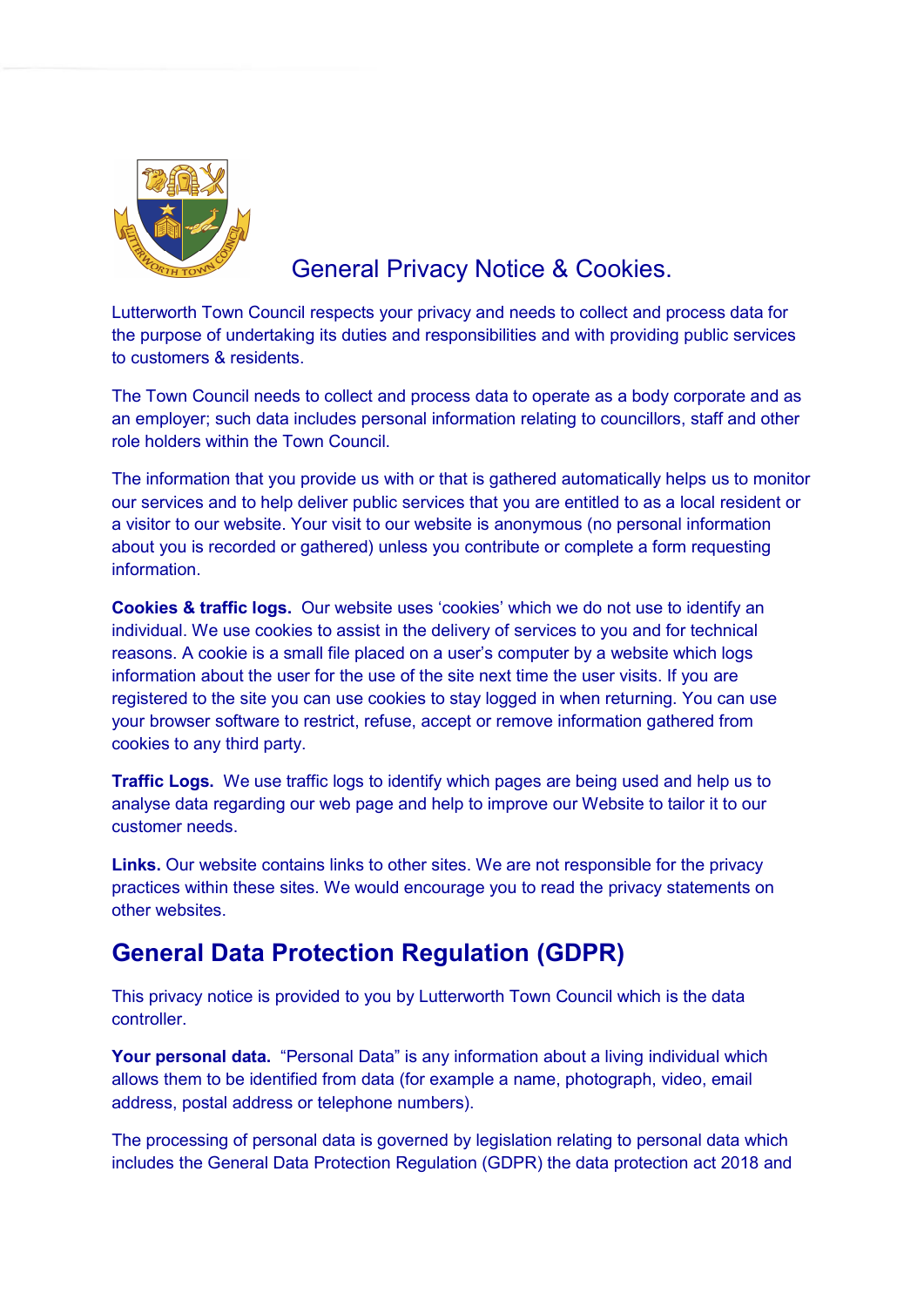# General Privacy Notice & Cookies.

Lutterworth Town Council respects your privacy and needs to collect and process data for the purpose of undertaking its duties and responsibilities and with providing public services to customers & residents.

The Town Council needs to collect and process data to operate as a body corporate and as an employer; such data includes personal information relating to councillors, staff and other role holders within the Town Council.

The information that you provide us with or that is gathered automatically helps us to monitor our services and to help deliver public services that you are entitled to as a local resident or a visitor to our website. Your visit to our website is anonymous (no personal information about you is recorded or gathered) unless you contribute or complete a form requesting information.

**Cookies & traffic logs.** Our website uses 'cookies' which we do not use to identify an individual. We use cookies to assist in the delivery of services to you and for technical reasons. A cookie is a small file placed on a user's computer by a website which logs information about the user for the use of the site next time the user visits. If you are registered to the site you can use cookies to stay logged in when returning. You can use your browser software to restrict, refuse, accept or remove information gathered from cookies to any third party.

**Traffic Logs.** We use traffic logs to identify which pages are being used and help us to analyse data regarding our web page and help to improve our Website to tailor it to our customer needs.

**Links.** Our website contains links to other sites. We are not responsible for the privacy practices within these sites. We would encourage you to read the privacy statements on other websites.

## General Data Protection Regulation (GDPR)

This privacy notice is provided to you by Lutterworth Town Council which is the data controller.

**Your personal data.** "Personal Data" is any information about a living individual which allows them to be identified from data (for example a name, photograph, video, email address, postal address or telephone numbers).

The processing of personal data is governed by legislation relating to personal data which includes the General Data Protection Regulation (GDPR) the data protection act 2018 and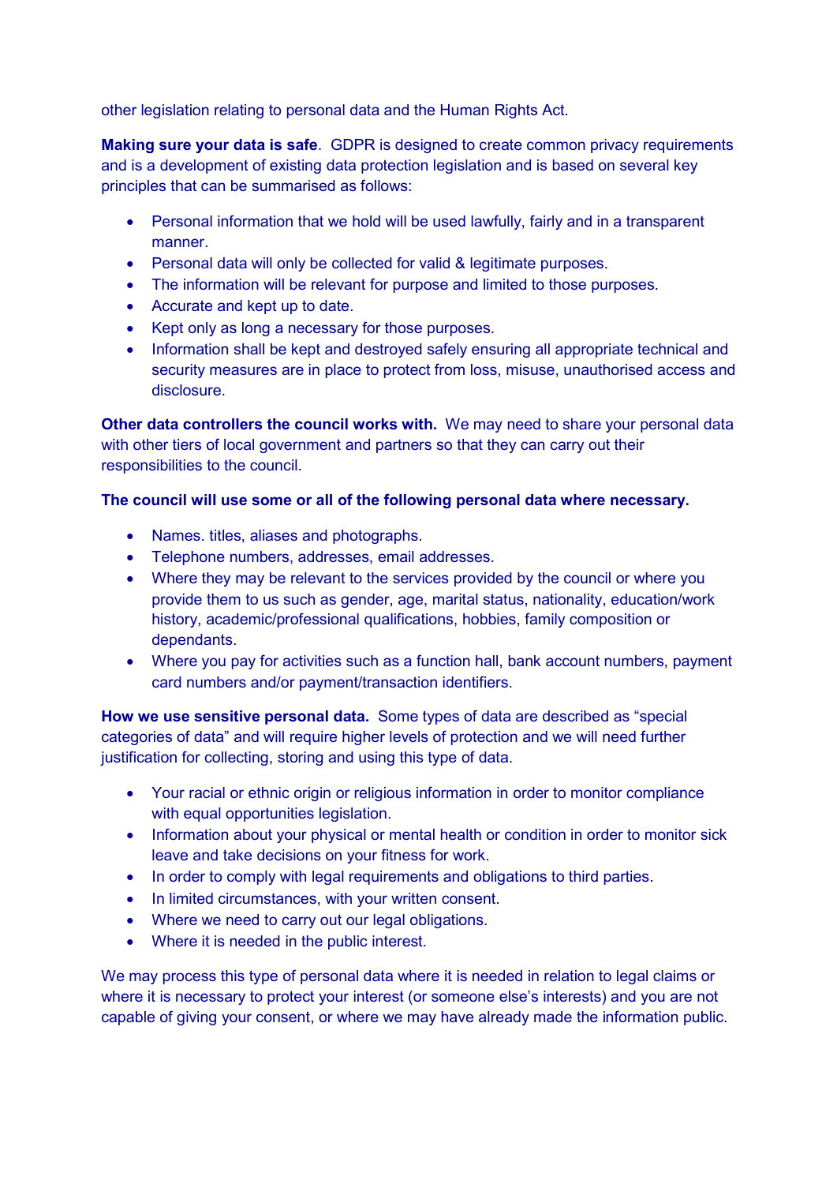other legislation relating to personal data and the Human Rights Act.

**Making sure your data is safe**. GDPR is designed to create common privacy requirements and is a development of existing data protection legislation and is based on several key principles that can be summarised as follows:

- Personal information that we hold will be used lawfully, fairly and in a transparent manner.
- Personal data will only be collected for valid & legitimate purposes.
- The information will be relevant for purpose and limited to those purposes.
- Accurate and kept up to date.
- Kept only as long a necessary for those purposes.
- Information shall be kept and destroyed safely ensuring all appropriate technical and security measures are in place to protect from loss, misuse, unauthorised access and disclosure.

**Other data controllers the council works with.** We may need to share your personal data with other tiers of local government and partners so that they can carry out their responsibilities to the council.

**The council will use some or all of the following personal data where necessary.**

- Names. titles, aliases and photographs.
- Telephone numbers, addresses, email addresses.
- Where they may be relevant to the services provided by the council or where you provide them to us such as gender, age, marital status, nationality, education/work history, academic/professional qualifications, hobbies, family composition or dependants.
- Where you pay for activities such as a function hall, bank account numbers, payment card numbers and/or payment/transaction identifiers.

**How we use sensitive personal data.** Some types of data are described as "special categories of data" and will require higher levels of protection and we will need further justification for collecting, storing and using this type of data.

- Your racial or ethnic origin or religious information in order to monitor compliance with equal opportunities legislation.
- Information about your physical or mental health or condition in order to monitor sick leave and take decisions on your fitness for work.
- In order to comply with legal requirements and obligations to third parties.
- In limited circumstances, with your written consent.
- Where we need to carry out our legal obligations.
- Where it is needed in the public interest.

We may process this type of personal data where it is needed in relation to legal claims or where it is necessary to protect your interest (or someone else's interests) and you are not capable of giving your consent, or where we may have already made the information public.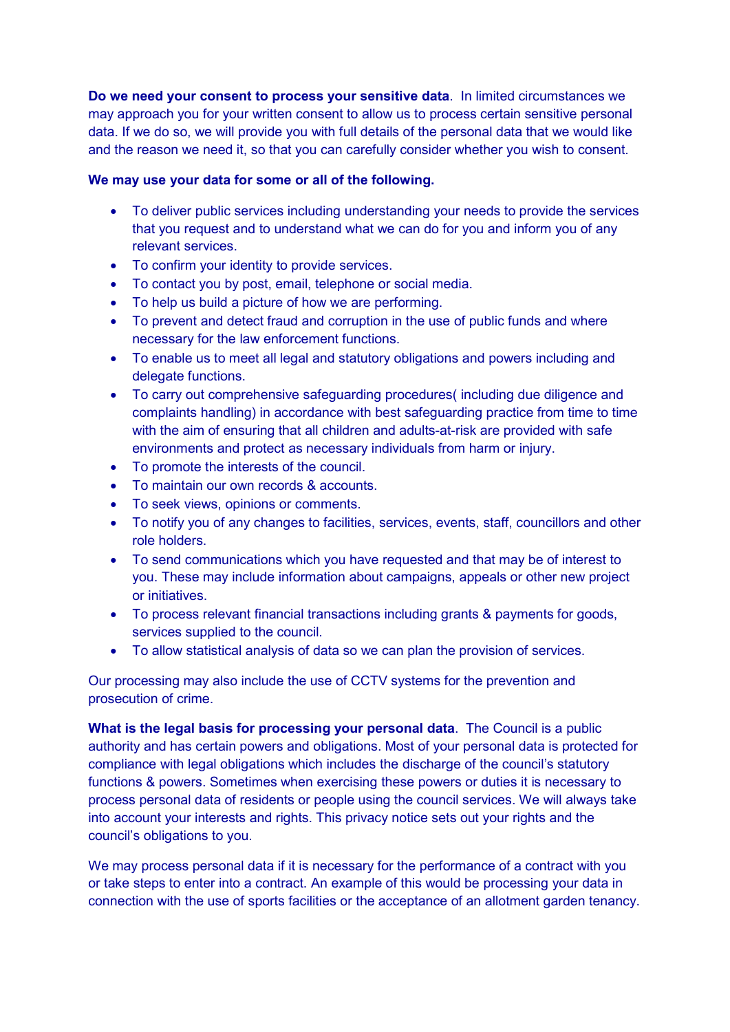**Do we need your consent to process your sensitive data**. In limited circumstances we may approach you for your written consent to allow us to process certain sensitive personal data. If we do so, we will provide you with full details of the personal data that we would like and the reason we need it, so that you can carefully consider whether you wish to consent.

**We may use your data for some or all of the following.**

- To deliver public services including understanding your needs to provide the services that you request and to understand what we can do for you and inform you of any relevant services.
- To confirm your identity to provide services.
- To contact you by post, email, telephone or social media.
- To help us build a picture of how we are performing.
- To prevent and detect fraud and corruption in the use of public funds and where necessary for the law enforcement functions.
- To enable us to meet all legal and statutory obligations and powers including and delegate functions.
- To carry out comprehensive safeguarding procedures( including due diligence and complaints handling) in accordance with best safeguarding practice from time to time with the aim of ensuring that all children and adults-at-risk are provided with safe environments and protect as necessary individuals from harm or injury.
- To promote the interests of the council.
- To maintain our own records & accounts.
- To seek views, opinions or comments.
- To notify you of any changes to facilities, services, events, staff, councillors and other role holders.
- To send communications which you have requested and that may be of interest to you. These may include information about campaigns, appeals or other new project or initiatives.
- To process relevant financial transactions including grants & payments for goods, services supplied to the council.
- To allow statistical analysis of data so we can plan the provision of services.

Our processing may also include the use of CCTV systems for the prevention and prosecution of crime.

**What is the legal basis for processing your personal data**. The Council is a public authority and has certain powers and obligations. Most of your personal data is protected for compliance with legal obligations which includes the discharge of the council's statutory functions & powers. Sometimes when exercising these powers or duties it is necessary to process personal data of residents or people using the council services. We will always take into account your interests and rights. This privacy notice sets out your rights and the council's obligations to you.

We may process personal data if it is necessary for the performance of a contract with you or take steps to enter into a contract. An example of this would be processing your data in connection with the use of sports facilities or the acceptance of an allotment garden tenancy.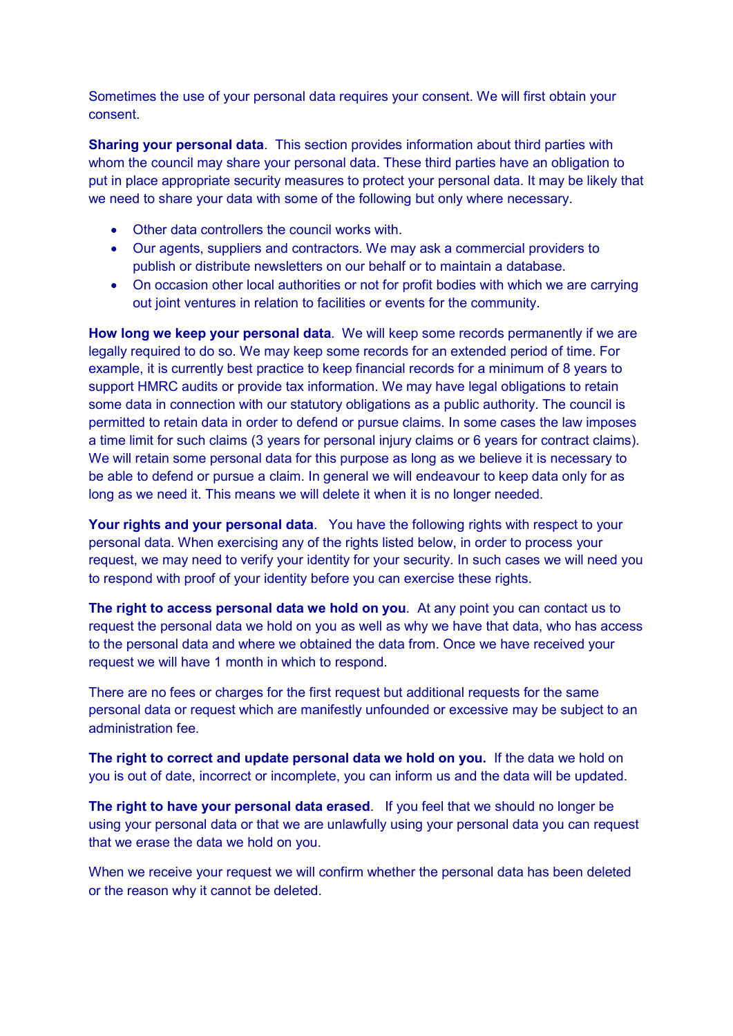Sometimes the use of your personal data requires your consent. We will first obtain your consent.

**Sharing your personal data**. This section provides information about third parties with whom the council may share your personal data. These third parties have an obligation to put in place appropriate security measures to protect your personal data. It may be likely that we need to share your data with some of the following but only where necessary.

- Other data controllers the council works with.
- Our agents, suppliers and contractors. We may ask a commercial providers to publish or distribute newsletters on our behalf or to maintain a database.
- On occasion other local authorities or not for profit bodies with which we are carrying out joint ventures in relation to facilities or events for the community.

**How long we keep your personal data**. We will keep some records permanently if we are legally required to do so. We may keep some records for an extended period of time. For example, it is currently best practice to keep financial records for a minimum of 8 years to support HMRC audits or provide tax information. We may have legal obligations to retain some data in connection with our statutory obligations as a public authority. The council is permitted to retain data in order to defend or pursue claims. In some cases the law imposes a time limit for such claims (3 years for personal injury claims or 6 years for contract claims). We will retain some personal data for this purpose as long as we believe it is necessary to be able to defend or pursue a claim. In general we will endeavour to keep data only for as long as we need it. This means we will delete it when it is no longer needed.

**Your rights and your personal data**. You have the following rights with respect to your personal data. When exercising any of the rights listed below, in order to process your request, we may need to verify your identity for your security. In such cases we will need you to respond with proof of your identity before you can exercise these rights.

**The right to access personal data we hold on you**. At any point you can contact us to request the personal data we hold on you as well as why we have that data, who has access to the personal data and where we obtained the data from. Once we have received your request we will have 1 month in which to respond.

There are no fees or charges for the first request but additional requests for the same personal data or request which are manifestly unfounded or excessive may be subject to an administration fee.

**The right to correct and update personal data we hold on you.** If the data we hold on you is out of date, incorrect or incomplete, you can inform us and the data will be updated.

**The right to have your personal data erased**. If you feel that we should no longer be using your personal data or that we are unlawfully using your personal data you can request that we erase the data we hold on you.

When we receive your request we will confirm whether the personal data has been deleted or the reason why it cannot be deleted.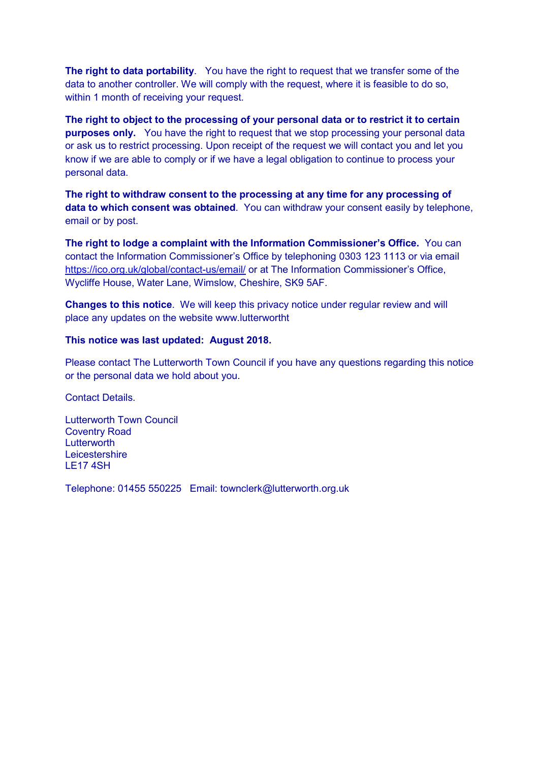**The right to data portability**. You have the right to request that we transfer some of the data to another controller. We will comply with the request, where it is feasible to do so, within 1 month of receiving your request.

**The right to object to the processing of your personal data or to restrict it to certain purposes only.** You have the right to request that we stop processing your personal data or ask us to restrict processing. Upon receipt of the request we will contact you and let you know if we are able to comply or if we have a legal obligation to continue to process your personal data.

**The right to withdraw consent to the processing at any time for any processing of data to which consent was obtained**. You can withdraw your consent easily by telephone, email or by post.

**The right to lodge a complaint with the Information Commissioner's Office.** You can contact the Information Commissioner's Office by telephoning 0303 123 1113 or via email https://ico.org.uk/global/contact-us/email/ or at The Information Commissioner's Office, Wycliffe House, Water Lane, Wimslow, Cheshire, SK9 5AF.

**Changes to this notice**. We will keep this privacy notice under regular review and will place any updates on the website www.lutterwortht

**This notice was last updated: August 2018.**

Please contact The Lutterworth Town Council if you have any questions regarding this notice or the personal data we hold about you.

Contact Details.

Lutterworth Town Council
Coventry Road
Lutterworth
Leicestershire
LE17 4SH

Telephone: 01455 550225 Email: townclerk@lutterworth.org.uk